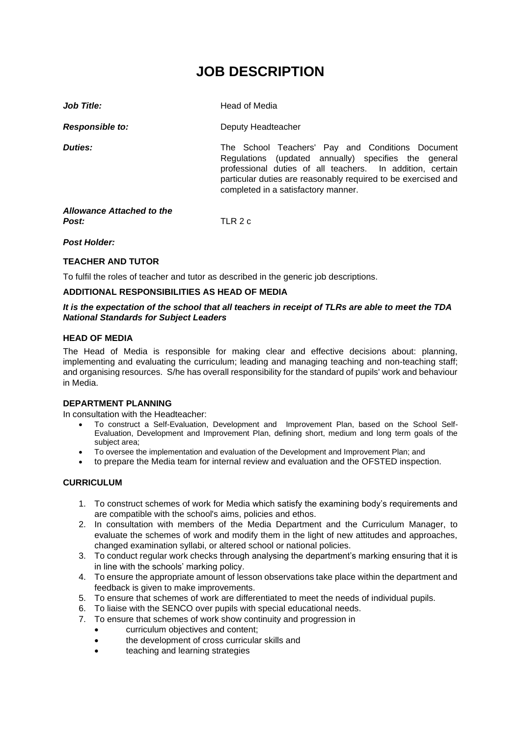# JOB DESCRIPTION

***Job Title:*** Head of Media

***Responsible to:*** Deputy Headteacher

***Duties:*** The School Teachers' Pay and Conditions Document Regulations (updated annually) specifies the general professional duties of all teachers. In addition, certain particular duties are reasonably required to be exercised and completed in a satisfactory manner.

***Allowance Attached to the Post:*** TLR 2 c

***Post Holder:***

**TEACHER AND TUTOR**

To fulfil the roles of teacher and tutor as described in the generic job descriptions.

**ADDITIONAL RESPONSIBILITIES AS HEAD OF MEDIA**

***It is the expectation of the school that all teachers in receipt of TLRs are able to meet the TDA National Standards for Subject Leaders***

**HEAD OF MEDIA**

The Head of Media is responsible for making clear and effective decisions about: planning, implementing and evaluating the curriculum; leading and managing teaching and non-teaching staff; and organising resources. S/he has overall responsibility for the standard of pupils' work and behaviour in Media.

**DEPARTMENT PLANNING**

In consultation with the Headteacher:

- To construct a Self-Evaluation, Development and Improvement Plan, based on the School Self-Evaluation, Development and Improvement Plan, defining short, medium and long term goals of the subject area;
- To oversee the implementation and evaluation of the Development and Improvement Plan; and
- to prepare the Media team for internal review and evaluation and the OFSTED inspection.

**CURRICULUM**

1. To construct schemes of work for Media which satisfy the examining body's requirements and are compatible with the school's aims, policies and ethos.
2. In consultation with members of the Media Department and the Curriculum Manager, to evaluate the schemes of work and modify them in the light of new attitudes and approaches, changed examination syllabi, or altered school or national policies.
3. To conduct regular work checks through analysing the department's marking ensuring that it is in line with the schools' marking policy.
4. To ensure the appropriate amount of lesson observations take place within the department and feedback is given to make improvements.
5. To ensure that schemes of work are differentiated to meet the needs of individual pupils.
6. To liaise with the SENCO over pupils with special educational needs.
7. To ensure that schemes of work show continuity and progression in
   - curriculum objectives and content;
   - the development of cross curricular skills and
   - teaching and learning strategies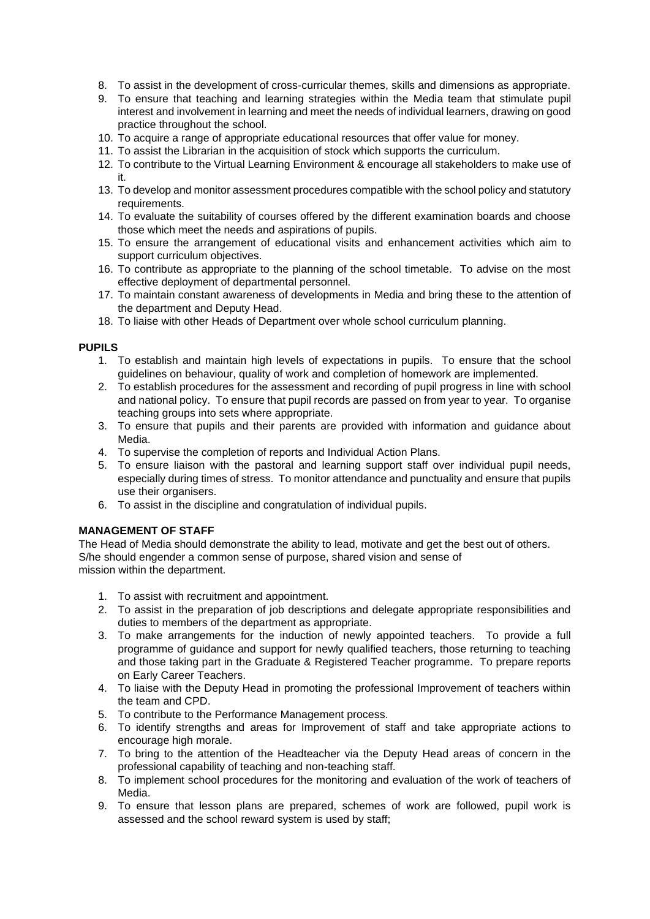8. To assist in the development of cross-curricular themes, skills and dimensions as appropriate.
9. To ensure that teaching and learning strategies within the Media team that stimulate pupil interest and involvement in learning and meet the needs of individual learners, drawing on good practice throughout the school.
10. To acquire a range of appropriate educational resources that offer value for money.
11. To assist the Librarian in the acquisition of stock which supports the curriculum.
12. To contribute to the Virtual Learning Environment & encourage all stakeholders to make use of it.
13. To develop and monitor assessment procedures compatible with the school policy and statutory requirements.
14. To evaluate the suitability of courses offered by the different examination boards and choose those which meet the needs and aspirations of pupils.
15. To ensure the arrangement of educational visits and enhancement activities which aim to support curriculum objectives.
16. To contribute as appropriate to the planning of the school timetable. To advise on the most effective deployment of departmental personnel.
17. To maintain constant awareness of developments in Media and bring these to the attention of the department and Deputy Head.
18. To liaise with other Heads of Department over whole school curriculum planning.

**PUPILS**

1. To establish and maintain high levels of expectations in pupils. To ensure that the school guidelines on behaviour, quality of work and completion of homework are implemented.
2. To establish procedures for the assessment and recording of pupil progress in line with school and national policy. To ensure that pupil records are passed on from year to year. To organise teaching groups into sets where appropriate.
3. To ensure that pupils and their parents are provided with information and guidance about Media.
4. To supervise the completion of reports and Individual Action Plans.
5. To ensure liaison with the pastoral and learning support staff over individual pupil needs, especially during times of stress. To monitor attendance and punctuality and ensure that pupils use their organisers.
6. To assist in the discipline and congratulation of individual pupils.

**MANAGEMENT OF STAFF**

The Head of Media should demonstrate the ability to lead, motivate and get the best out of others. S/he should engender a common sense of purpose, shared vision and sense of mission within the department.

1. To assist with recruitment and appointment.
2. To assist in the preparation of job descriptions and delegate appropriate responsibilities and duties to members of the department as appropriate.
3. To make arrangements for the induction of newly appointed teachers. To provide a full programme of guidance and support for newly qualified teachers, those returning to teaching and those taking part in the Graduate & Registered Teacher programme. To prepare reports on Early Career Teachers.
4. To liaise with the Deputy Head in promoting the professional Improvement of teachers within the team and CPD.
5. To contribute to the Performance Management process.
6. To identify strengths and areas for Improvement of staff and take appropriate actions to encourage high morale.
7. To bring to the attention of the Headteacher via the Deputy Head areas of concern in the professional capability of teaching and non-teaching staff.
8. To implement school procedures for the monitoring and evaluation of the work of teachers of Media.
9. To ensure that lesson plans are prepared, schemes of work are followed, pupil work is assessed and the school reward system is used by staff;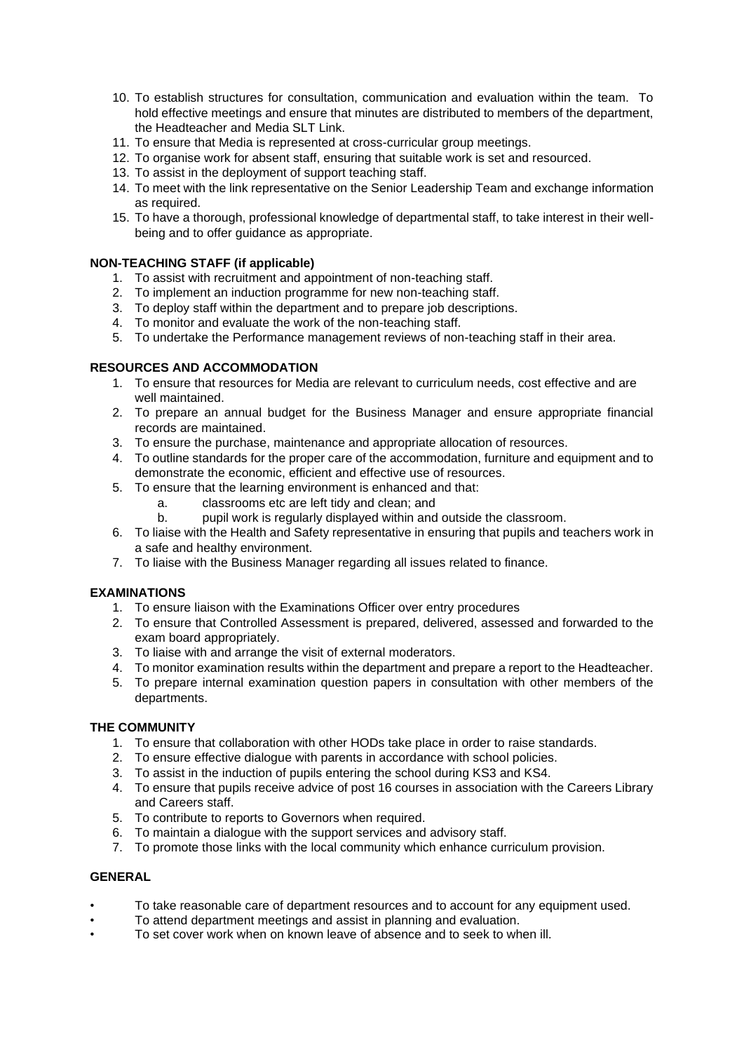10. To establish structures for consultation, communication and evaluation within the team. To hold effective meetings and ensure that minutes are distributed to members of the department, the Headteacher and Media SLT Link.
11. To ensure that Media is represented at cross-curricular group meetings.
12. To organise work for absent staff, ensuring that suitable work is set and resourced.
13. To assist in the deployment of support teaching staff.
14. To meet with the link representative on the Senior Leadership Team and exchange information as required.
15. To have a thorough, professional knowledge of departmental staff, to take interest in their well-being and to offer guidance as appropriate.

**NON-TEACHING STAFF (if applicable)**

1. To assist with recruitment and appointment of non-teaching staff.
2. To implement an induction programme for new non-teaching staff.
3. To deploy staff within the department and to prepare job descriptions.
4. To monitor and evaluate the work of the non-teaching staff.
5. To undertake the Performance management reviews of non-teaching staff in their area.

**RESOURCES AND ACCOMMODATION**

1. To ensure that resources for Media are relevant to curriculum needs, cost effective and are well maintained.
2. To prepare an annual budget for the Business Manager and ensure appropriate financial records are maintained.
3. To ensure the purchase, maintenance and appropriate allocation of resources.
4. To outline standards for the proper care of the accommodation, furniture and equipment and to demonstrate the economic, efficient and effective use of resources.
5. To ensure that the learning environment is enhanced and that:
   a. classrooms etc are left tidy and clean; and
   b. pupil work is regularly displayed within and outside the classroom.
6. To liaise with the Health and Safety representative in ensuring that pupils and teachers work in a safe and healthy environment.
7. To liaise with the Business Manager regarding all issues related to finance.

**EXAMINATIONS**

1. To ensure liaison with the Examinations Officer over entry procedures
2. To ensure that Controlled Assessment is prepared, delivered, assessed and forwarded to the exam board appropriately.
3. To liaise with and arrange the visit of external moderators.
4. To monitor examination results within the department and prepare a report to the Headteacher.
5. To prepare internal examination question papers in consultation with other members of the departments.

**THE COMMUNITY**

1. To ensure that collaboration with other HODs take place in order to raise standards.
2. To ensure effective dialogue with parents in accordance with school policies.
3. To assist in the induction of pupils entering the school during KS3 and KS4.
4. To ensure that pupils receive advice of post 16 courses in association with the Careers Library and Careers staff.
5. To contribute to reports to Governors when required.
6. To maintain a dialogue with the support services and advisory staff.
7. To promote those links with the local community which enhance curriculum provision.

**GENERAL**

- To take reasonable care of department resources and to account for any equipment used.
- To attend department meetings and assist in planning and evaluation.
- To set cover work when on known leave of absence and to seek to when ill.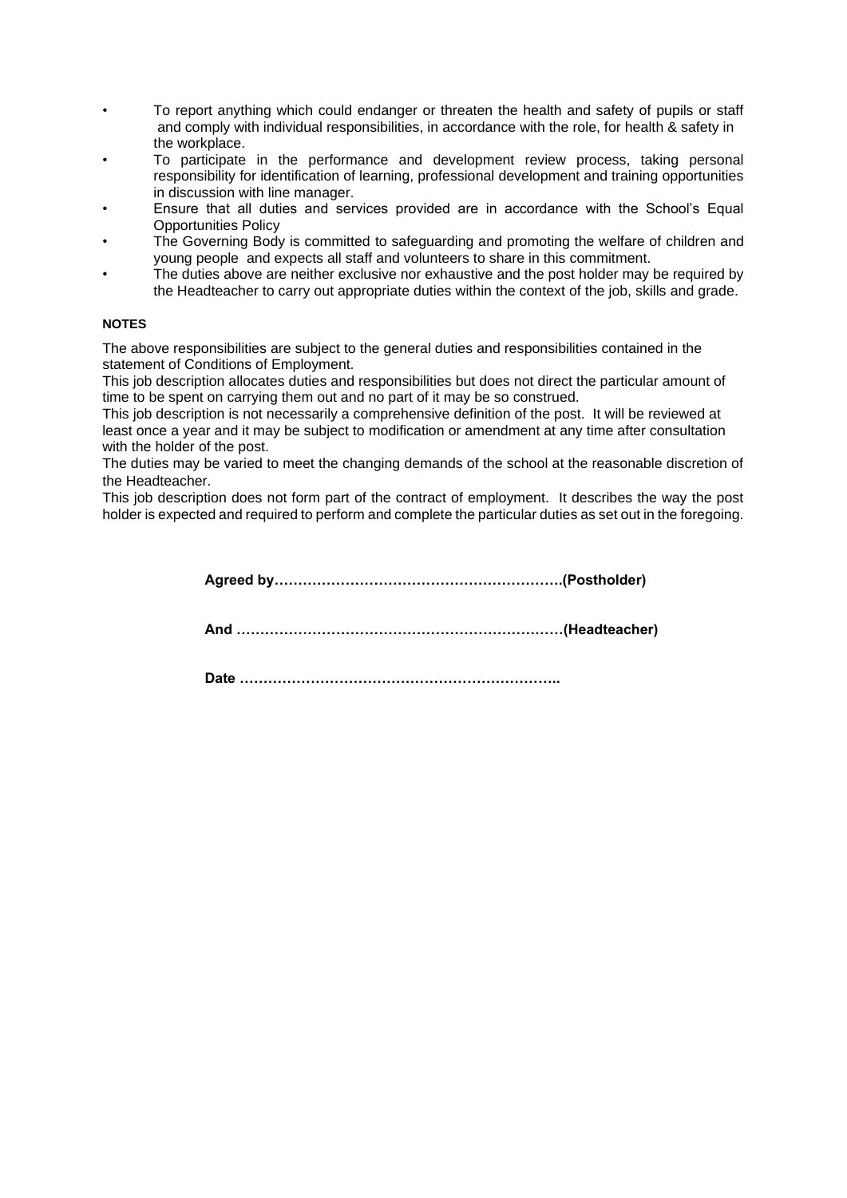- To report anything which could endanger or threaten the health and safety of pupils or staff and comply with individual responsibilities, in accordance with the role, for health & safety in the workplace.
- To participate in the performance and development review process, taking personal responsibility for identification of learning, professional development and training opportunities in discussion with line manager.
- Ensure that all duties and services provided are in accordance with the School's Equal Opportunities Policy
- The Governing Body is committed to safeguarding and promoting the welfare of children and young people and expects all staff and volunteers to share in this commitment.
- The duties above are neither exclusive nor exhaustive and the post holder may be required by the Headteacher to carry out appropriate duties within the context of the job, skills and grade.

**NOTES**

The above responsibilities are subject to the general duties and responsibilities contained in the statement of Conditions of Employment.

This job description allocates duties and responsibilities but does not direct the particular amount of time to be spent on carrying them out and no part of it may be so construed.

This job description is not necessarily a comprehensive definition of the post. It will be reviewed at least once a year and it may be subject to modification or amendment at any time after consultation with the holder of the post.

The duties may be varied to meet the changing demands of the school at the reasonable discretion of the Headteacher.

This job description does not form part of the contract of employment. It describes the way the post holder is expected and required to perform and complete the particular duties as set out in the foregoing.

**Agreed by…………………………………………………….(Postholder)**

**And ……………………………………………………………(Headteacher)**

**Date …………………………………………………………..**